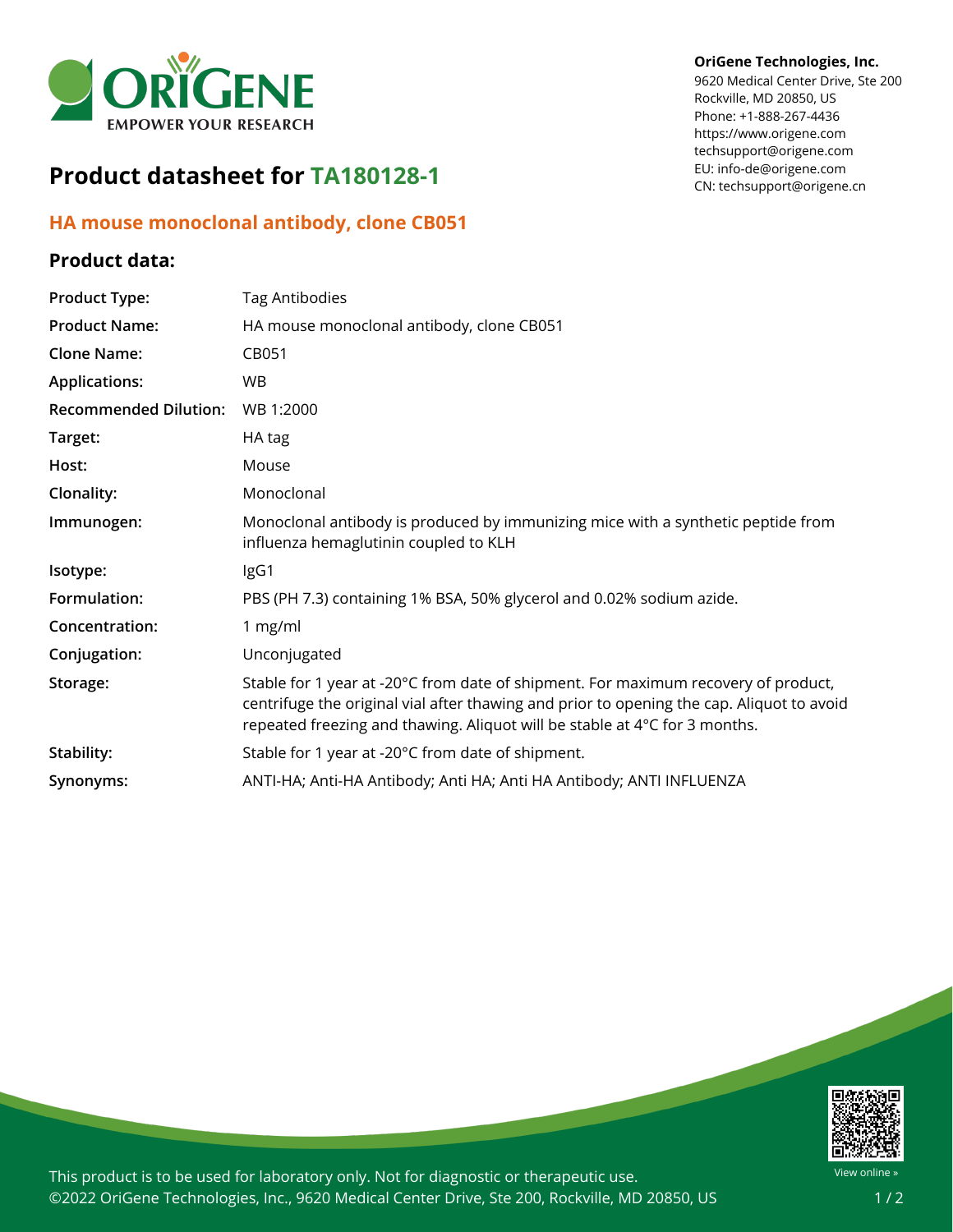OriGene Technologies, Inc.
9620 Medical Center Drive, Ste 200
Rockville, MD 20850, US
Phone: +1-888-267-4436
https://www.origene.com
techsupport@origene.com
EU: info-de@origene.com
CN: techsupport@origene.cn

# Product datasheet for TA180128-1

## HA mouse monoclonal antibody, clone CB051

### Product data:

| | |
|---|---|
| **Product Type:** | Tag Antibodies |
| **Product Name:** | HA mouse monoclonal antibody, clone CB051 |
| **Clone Name:** | CB051 |
| **Applications:** | WB |
| **Recommended Dilution:** | WB 1:2000 |
| **Target:** | HA tag |
| **Host:** | Mouse |
| **Clonality:** | Monoclonal |
| **Immunogen:** | Monoclonal antibody is produced by immunizing mice with a synthetic peptide from influenza hemaglutinin coupled to KLH |
| **Isotype:** | IgG1 |
| **Formulation:** | PBS (PH 7.3) containing 1% BSA, 50% glycerol and 0.02% sodium azide. |
| **Concentration:** | 1 mg/ml |
| **Conjugation:** | Unconjugated |
| **Storage:** | Stable for 1 year at -20°C from date of shipment. For maximum recovery of product, centrifuge the original vial after thawing and prior to opening the cap. Aliquot to avoid repeated freezing and thawing. Aliquot will be stable at 4°C for 3 months. |
| **Stability:** | Stable for 1 year at -20°C from date of shipment. |
| **Synonyms:** | ANTI-HA; Anti-HA Antibody; Anti HA; Anti HA Antibody; ANTI INFLUENZA |

This product is to be used for laboratory only. Not for diagnostic or therapeutic use.
©2022 OriGene Technologies, Inc., 9620 Medical Center Drive, Ste 200, Rockville, MD 20850, US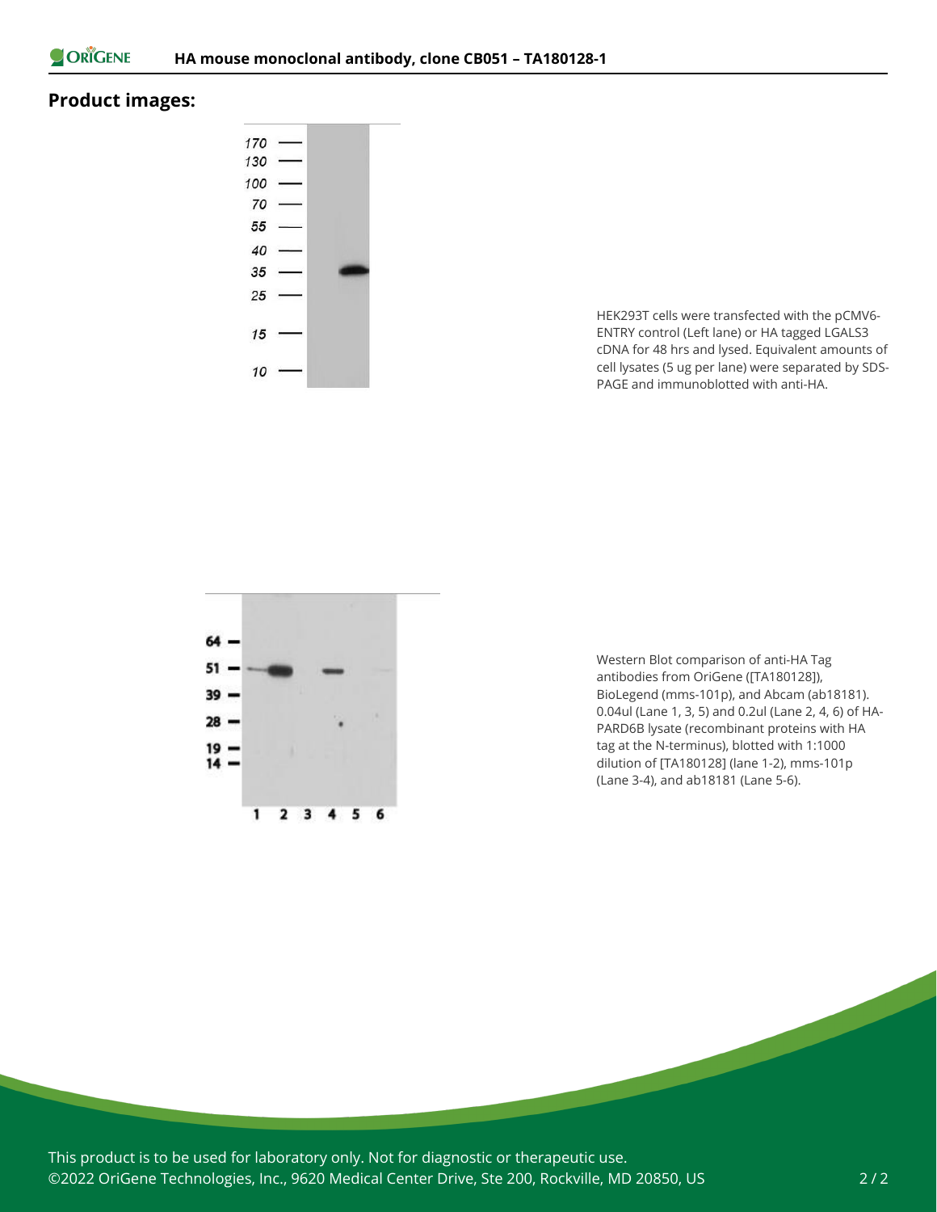## Product images:

170
130
100
70
55
40
35
25
15
10

HEK293T cells were transfected with the pCMV6-ENTRY control (Left lane) or HA tagged LGALS3 cDNA for 48 hrs and lysed. Equivalent amounts of cell lysates (5 ug per lane) were separated by SDS-PAGE and immunoblotted with anti-HA.

64
51
39
28
19
14

1 2 3 4 5 6

Western Blot comparison of anti-HA Tag antibodies from OriGene ([TA180128]), BioLegend (mms-101p), and Abcam (ab18181). 0.04ul (Lane 1, 3, 5) and 0.2ul (Lane 2, 4, 6) of HA-PARD6B lysate (recombinant proteins with HA tag at the N-terminus), blotted with 1:1000 dilution of [TA180128] (lane 1-2), mms-101p (Lane 3-4), and ab18181 (Lane 5-6).

This product is to be used for laboratory only. Not for diagnostic or therapeutic use.
©2022 OriGene Technologies, Inc., 9620 Medical Center Drive, Ste 200, Rockville, MD 20850, US